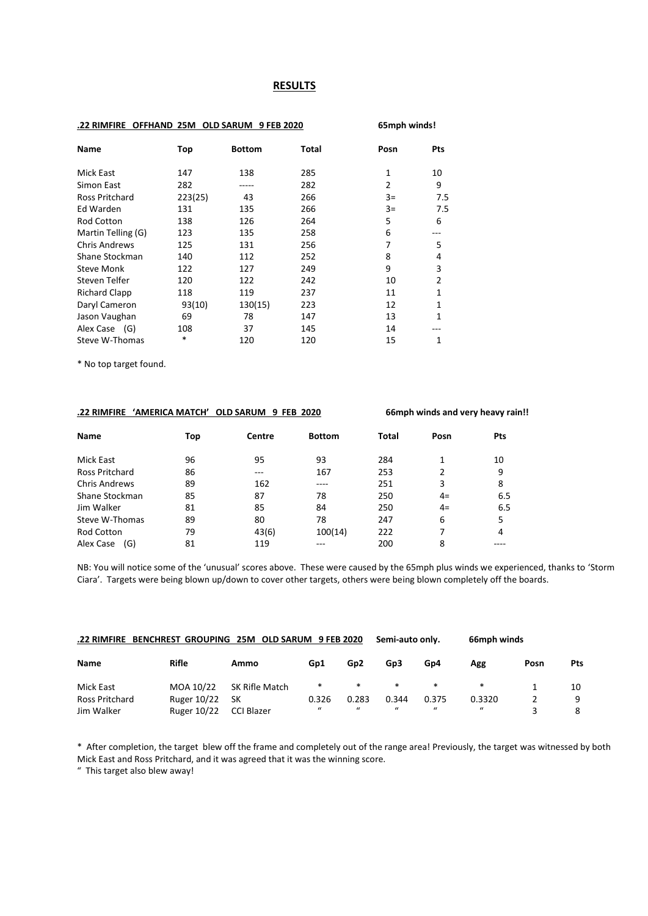## RESULTS

**.22 RIMFIRE OFFHAND 25M OLD SARUM 9 FEB 2020** **65mph winds!**

| Name | Top | Bottom | Total | Posn | Pts |
|---|---|---|---|---|---|
| Mick East | 147 | 138 | 285 | 1 | 10 |
| Simon East | 282 | ----- | 282 | 2 | 9 |
| Ross Pritchard | 223(25) | 43 | 266 | 3= | 7.5 |
| Ed Warden | 131 | 135 | 266 | 3= | 7.5 |
| Rod Cotton | 138 | 126 | 264 | 5 | 6 |
| Martin Telling (G) | 123 | 135 | 258 | 6 | --- |
| Chris Andrews | 125 | 131 | 256 | 7 | 5 |
| Shane Stockman | 140 | 112 | 252 | 8 | 4 |
| Steve Monk | 122 | 127 | 249 | 9 | 3 |
| Steven Telfer | 120 | 122 | 242 | 10 | 2 |
| Richard Clapp | 118 | 119 | 237 | 11 | 1 |
| Daryl Cameron | 93(10) | 130(15) | 223 | 12 | 1 |
| Jason Vaughan | 69 | 78 | 147 | 13 | 1 |
| Alex Case (G) | 108 | 37 | 145 | 14 | --- |
| Steve W-Thomas | * | 120 | 120 | 15 | 1 |

* No top target found.

**.22 RIMFIRE 'AMERICA MATCH' OLD SARUM 9 FEB 2020** **66mph winds and very heavy rain!!**

| Name | Top | Centre | Bottom | Total | Posn | Pts |
|---|---|---|---|---|---|---|
| Mick East | 96 | 95 | 93 | 284 | 1 | 10 |
| Ross Pritchard | 86 | --- | 167 | 253 | 2 | 9 |
| Chris Andrews | 89 | 162 | ---- | 251 | 3 | 8 |
| Shane Stockman | 85 | 87 | 78 | 250 | 4= | 6.5 |
| Jim Walker | 81 | 85 | 84 | 250 | 4= | 6.5 |
| Steve W-Thomas | 89 | 80 | 78 | 247 | 6 | 5 |
| Rod Cotton | 79 | 43(6) | 100(14) | 222 | 7 | 4 |
| Alex Case (G) | 81 | 119 | --- | 200 | 8 | ---- |

NB: You will notice some of the 'unusual' scores above. These were caused by the 65mph plus winds we experienced, thanks to 'Storm Ciara'. Targets were being blown up/down to cover other targets, others were being blown completely off the boards.

**.22 RIMFIRE BENCHREST GROUPING 25M OLD SARUM 9 FEB 2020** **Semi-auto only.** **66mph winds**

| Name | Rifle | Ammo | Gp1 | Gp2 | Gp3 | Gp4 | Agg | Posn | Pts |
|---|---|---|---|---|---|---|---|---|---|
| Mick East | MOA 10/22 | SK Rifle Match | * | * | * | * | * | 1 | 10 |
| Ross Pritchard | Ruger 10/22 | SK | 0.326 | 0.283 | 0.344 | 0.375 | 0.3320 | 2 | 9 |
| Jim Walker | Ruger 10/22 | CCI Blazer | " | " | " | " | " | 3 | 8 |

* After completion, the target blew off the frame and completely out of the range area! Previously, the target was witnessed by both Mick East and Ross Pritchard, and it was agreed that it was the winning score.

" This target also blew away!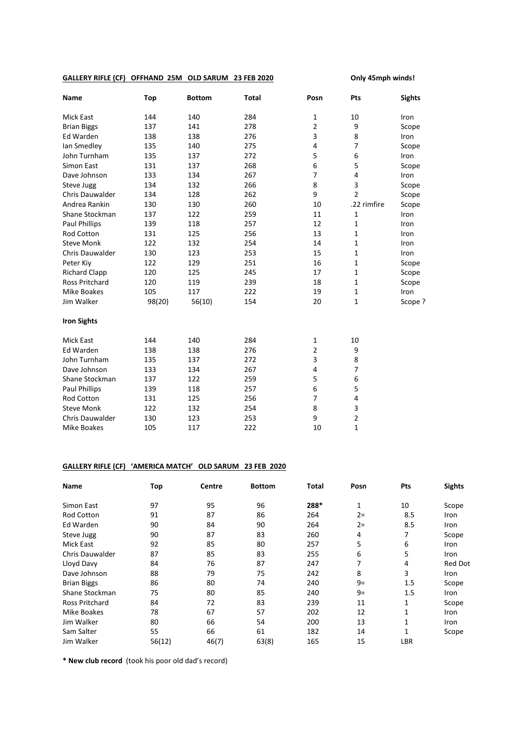**GALLERY RIFLE (CF) OFFHAND 25M OLD SARUM 23 FEB 2020** **Only 45mph winds!**

| Name | Top | Bottom | Total | Posn | Pts | Sights |
|---|---|---|---|---|---|---|
| Mick East | 144 | 140 | 284 | 1 | 10 | Iron |
| Brian Biggs | 137 | 141 | 278 | 2 | 9 | Scope |
| Ed Warden | 138 | 138 | 276 | 3 | 8 | Iron |
| Ian Smedley | 135 | 140 | 275 | 4 | 7 | Scope |
| John Turnham | 135 | 137 | 272 | 5 | 6 | Iron |
| Simon East | 131 | 137 | 268 | 6 | 5 | Scope |
| Dave Johnson | 133 | 134 | 267 | 7 | 4 | Iron |
| Steve Jugg | 134 | 132 | 266 | 8 | 3 | Scope |
| Chris Dauwalder | 134 | 128 | 262 | 9 | 2 | Scope |
| Andrea Rankin | 130 | 130 | 260 | 10 | .22 rimfire | Scope |
| Shane Stockman | 137 | 122 | 259 | 11 | 1 | Iron |
| Paul Phillips | 139 | 118 | 257 | 12 | 1 | Iron |
| Rod Cotton | 131 | 125 | 256 | 13 | 1 | Iron |
| Steve Monk | 122 | 132 | 254 | 14 | 1 | Iron |
| Chris Dauwalder | 130 | 123 | 253 | 15 | 1 | Iron |
| Peter Kiy | 122 | 129 | 251 | 16 | 1 | Scope |
| Richard Clapp | 120 | 125 | 245 | 17 | 1 | Scope |
| Ross Pritchard | 120 | 119 | 239 | 18 | 1 | Scope |
| Mike Boakes | 105 | 117 | 222 | 19 | 1 | Iron |
| Jim Walker | 98(20) | 56(10) | 154 | 20 | 1 | Scope ? |

**Iron Sights**

| Name | Top | Bottom | Total | Posn | Pts |
|---|---|---|---|---|---|
| Mick East | 144 | 140 | 284 | 1 | 10 |
| Ed Warden | 138 | 138 | 276 | 2 | 9 |
| John Turnham | 135 | 137 | 272 | 3 | 8 |
| Dave Johnson | 133 | 134 | 267 | 4 | 7 |
| Shane Stockman | 137 | 122 | 259 | 5 | 6 |
| Paul Phillips | 139 | 118 | 257 | 6 | 5 |
| Rod Cotton | 131 | 125 | 256 | 7 | 4 |
| Steve Monk | 122 | 132 | 254 | 8 | 3 |
| Chris Dauwalder | 130 | 123 | 253 | 9 | 2 |
| Mike Boakes | 105 | 117 | 222 | 10 | 1 |

**GALLERY RIFLE (CF) 'AMERICA MATCH' OLD SARUM 23 FEB 2020**

| Name | Top | Centre | Bottom | Total | Posn | Pts | Sights |
|---|---|---|---|---|---|---|---|
| Simon East | 97 | 95 | 96 | **288*** | 1 | 10 | Scope |
| Rod Cotton | 91 | 87 | 86 | 264 | 2= | 8.5 | Iron |
| Ed Warden | 90 | 84 | 90 | 264 | 2= | 8.5 | Iron |
| Steve Jugg | 90 | 87 | 83 | 260 | 4 | 7 | Scope |
| Mick East | 92 | 85 | 80 | 257 | 5 | 6 | Iron |
| Chris Dauwalder | 87 | 85 | 83 | 255 | 6 | 5 | Iron |
| Lloyd Davy | 84 | 76 | 87 | 247 | 7 | 4 | Red Dot |
| Dave Johnson | 88 | 79 | 75 | 242 | 8 | 3 | Iron |
| Brian Biggs | 86 | 80 | 74 | 240 | 9= | 1.5 | Scope |
| Shane Stockman | 75 | 80 | 85 | 240 | 9= | 1.5 | Iron |
| Ross Pritchard | 84 | 72 | 83 | 239 | 11 | 1 | Scope |
| Mike Boakes | 78 | 67 | 57 | 202 | 12 | 1 | Iron |
| Jim Walker | 80 | 66 | 54 | 200 | 13 | 1 | Iron |
| Sam Salter | 55 | 66 | 61 | 182 | 14 | 1 | Scope |
| Jim Walker | 56(12) | 46(7) | 63(8) | 165 | 15 | LBR | |

**\* New club record** (took his poor old dad's record)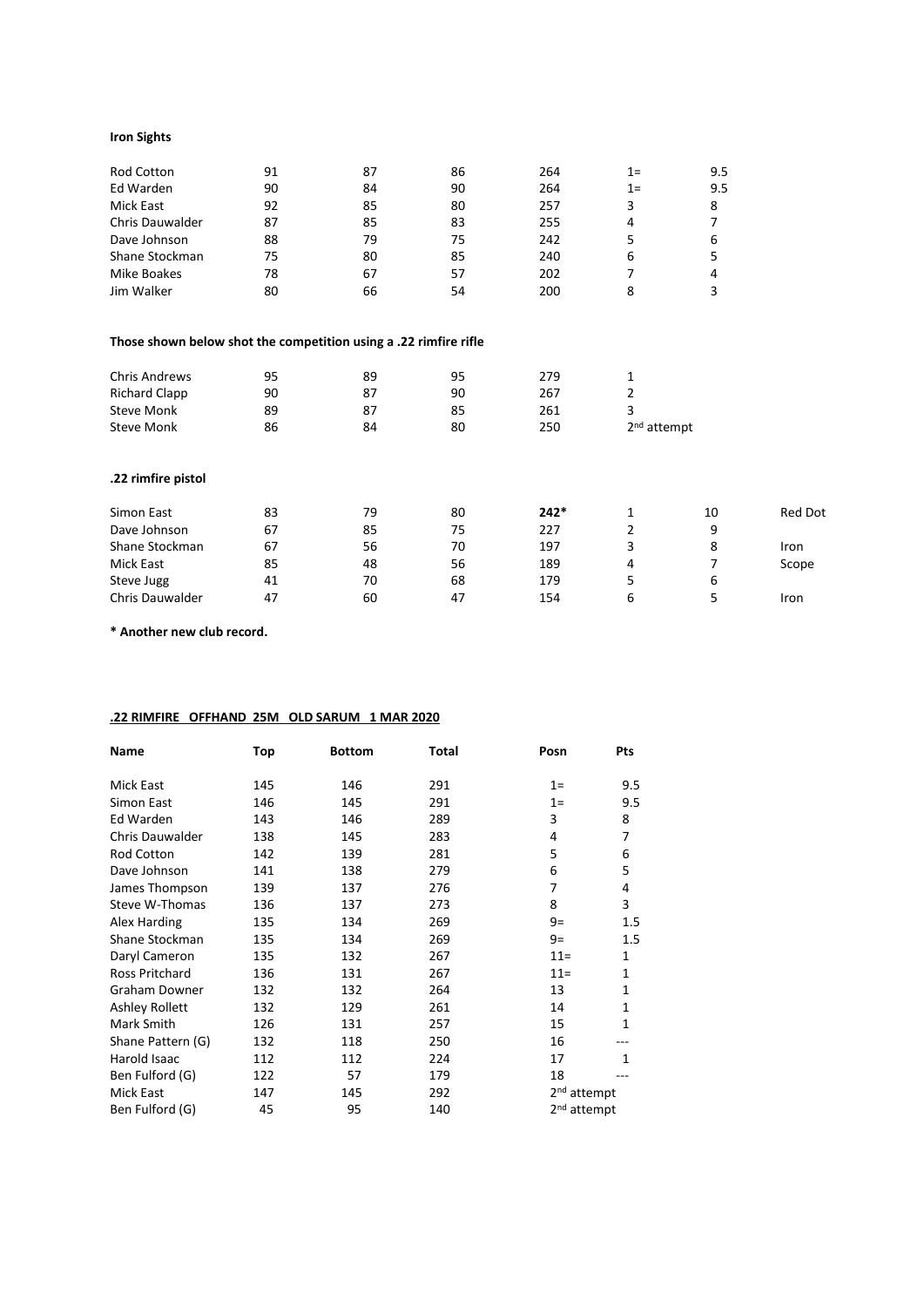**Iron Sights**

| | | | | | | |
|---|---|---|---|---|---|---|
| Rod Cotton | 91 | 87 | 86 | 264 | 1= | 9.5 |
| Ed Warden | 90 | 84 | 90 | 264 | 1= | 9.5 |
| Mick East | 92 | 85 | 80 | 257 | 3 | 8 |
| Chris Dauwalder | 87 | 85 | 83 | 255 | 4 | 7 |
| Dave Johnson | 88 | 79 | 75 | 242 | 5 | 6 |
| Shane Stockman | 75 | 80 | 85 | 240 | 6 | 5 |
| Mike Boakes | 78 | 67 | 57 | 202 | 7 | 4 |
| Jim Walker | 80 | 66 | 54 | 200 | 8 | 3 |

**Those shown below shot the competition using a .22 rimfire rifle**

| | | | | | |
|---|---|---|---|---|---|
| Chris Andrews | 95 | 89 | 95 | 279 | 1 |
| Richard Clapp | 90 | 87 | 90 | 267 | 2 |
| Steve Monk | 89 | 87 | 85 | 261 | 3 |
| Steve Monk | 86 | 84 | 80 | 250 | 2nd attempt |

**.22 rimfire pistol**

| | | | | | | | |
|---|---|---|---|---|---|---|---|
| Simon East | 83 | 79 | 80 | **242*** | 1 | 10 | Red Dot |
| Dave Johnson | 67 | 85 | 75 | 227 | 2 | 9 | |
| Shane Stockman | 67 | 56 | 70 | 197 | 3 | 8 | Iron |
| Mick East | 85 | 48 | 56 | 189 | 4 | 7 | Scope |
| Steve Jugg | 41 | 70 | 68 | 179 | 5 | 6 | |
| Chris Dauwalder | 47 | 60 | 47 | 154 | 6 | 5 | Iron |

**\* Another new club record.**

**.22 RIMFIRE OFFHAND 25M OLD SARUM 1 MAR 2020**

| Name | Top | Bottom | Total | Posn | Pts |
|---|---|---|---|---|---|
| Mick East | 145 | 146 | 291 | 1= | 9.5 |
| Simon East | 146 | 145 | 291 | 1= | 9.5 |
| Ed Warden | 143 | 146 | 289 | 3 | 8 |
| Chris Dauwalder | 138 | 145 | 283 | 4 | 7 |
| Rod Cotton | 142 | 139 | 281 | 5 | 6 |
| Dave Johnson | 141 | 138 | 279 | 6 | 5 |
| James Thompson | 139 | 137 | 276 | 7 | 4 |
| Steve W-Thomas | 136 | 137 | 273 | 8 | 3 |
| Alex Harding | 135 | 134 | 269 | 9= | 1.5 |
| Shane Stockman | 135 | 134 | 269 | 9= | 1.5 |
| Daryl Cameron | 135 | 132 | 267 | 11= | 1 |
| Ross Pritchard | 136 | 131 | 267 | 11= | 1 |
| Graham Downer | 132 | 132 | 264 | 13 | 1 |
| Ashley Rollett | 132 | 129 | 261 | 14 | 1 |
| Mark Smith | 126 | 131 | 257 | 15 | 1 |
| Shane Pattern (G) | 132 | 118 | 250 | 16 | --- |
| Harold Isaac | 112 | 112 | 224 | 17 | 1 |
| Ben Fulford (G) | 122 | 57 | 179 | 18 | --- |
| Mick East | 147 | 145 | 292 | 2nd attempt | |
| Ben Fulford (G) | 45 | 95 | 140 | 2nd attempt | |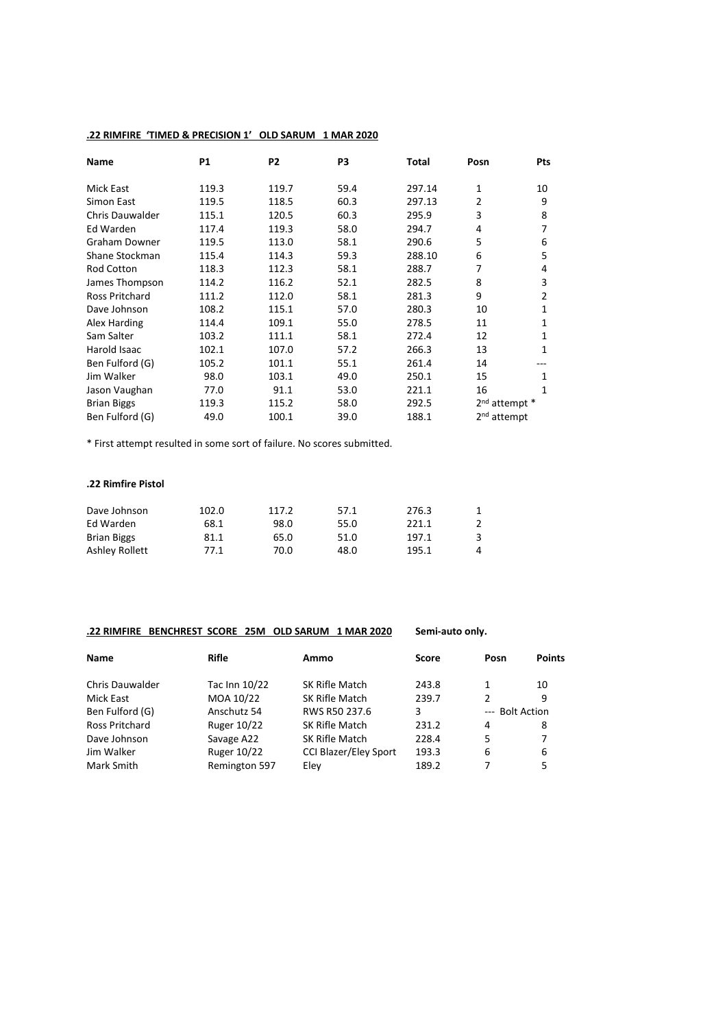**.22 RIMFIRE 'TIMED & PRECISION 1' OLD SARUM 1 MAR 2020**

| Name | P1 | P2 | P3 | Total | Posn | Pts |
|---|---|---|---|---|---|---|
| Mick East | 119.3 | 119.7 | 59.4 | 297.14 | 1 | 10 |
| Simon East | 119.5 | 118.5 | 60.3 | 297.13 | 2 | 9 |
| Chris Dauwalder | 115.1 | 120.5 | 60.3 | 295.9 | 3 | 8 |
| Ed Warden | 117.4 | 119.3 | 58.0 | 294.7 | 4 | 7 |
| Graham Downer | 119.5 | 113.0 | 58.1 | 290.6 | 5 | 6 |
| Shane Stockman | 115.4 | 114.3 | 59.3 | 288.10 | 6 | 5 |
| Rod Cotton | 118.3 | 112.3 | 58.1 | 288.7 | 7 | 4 |
| James Thompson | 114.2 | 116.2 | 52.1 | 282.5 | 8 | 3 |
| Ross Pritchard | 111.2 | 112.0 | 58.1 | 281.3 | 9 | 2 |
| Dave Johnson | 108.2 | 115.1 | 57.0 | 280.3 | 10 | 1 |
| Alex Harding | 114.4 | 109.1 | 55.0 | 278.5 | 11 | 1 |
| Sam Salter | 103.2 | 111.1 | 58.1 | 272.4 | 12 | 1 |
| Harold Isaac | 102.1 | 107.0 | 57.2 | 266.3 | 13 | 1 |
| Ben Fulford (G) | 105.2 | 101.1 | 55.1 | 261.4 | 14 | --- |
| Jim Walker | 98.0 | 103.1 | 49.0 | 250.1 | 15 | 1 |
| Jason Vaughan | 77.0 | 91.1 | 53.0 | 221.1 | 16 | 1 |
| Brian Biggs | 119.3 | 115.2 | 58.0 | 292.5 | 2nd attempt * | |
| Ben Fulford (G) | 49.0 | 100.1 | 39.0 | 188.1 | 2nd attempt | |

* First attempt resulted in some sort of failure. No scores submitted.

**.22 Rimfire Pistol**

| Name | P1 | P2 | P3 | Total | Posn |
|---|---|---|---|---|---|
| Dave Johnson | 102.0 | 117.2 | 57.1 | 276.3 | 1 |
| Ed Warden | 68.1 | 98.0 | 55.0 | 221.1 | 2 |
| Brian Biggs | 81.1 | 65.0 | 51.0 | 197.1 | 3 |
| Ashley Rollett | 77.1 | 70.0 | 48.0 | 195.1 | 4 |

**.22 RIMFIRE BENCHREST SCORE 25M OLD SARUM 1 MAR 2020** **Semi-auto only.**

| Name | Rifle | Ammo | Score | Posn | Points |
|---|---|---|---|---|---|
| Chris Dauwalder | Tac Inn 10/22 | SK Rifle Match | 243.8 | 1 | 10 |
| Mick East | MOA 10/22 | SK Rifle Match | 239.7 | 2 | 9 |
| Ben Fulford (G) | Anschutz 54 | RWS R50 237.6 | 3 | --- | Bolt Action |
| Ross Pritchard | Ruger 10/22 | SK Rifle Match | 231.2 | 4 | 8 |
| Dave Johnson | Savage A22 | SK Rifle Match | 228.4 | 5 | 7 |
| Jim Walker | Ruger 10/22 | CCI Blazer/Eley Sport | 193.3 | 6 | 6 |
| Mark Smith | Remington 597 | Eley | 189.2 | 7 | 5 |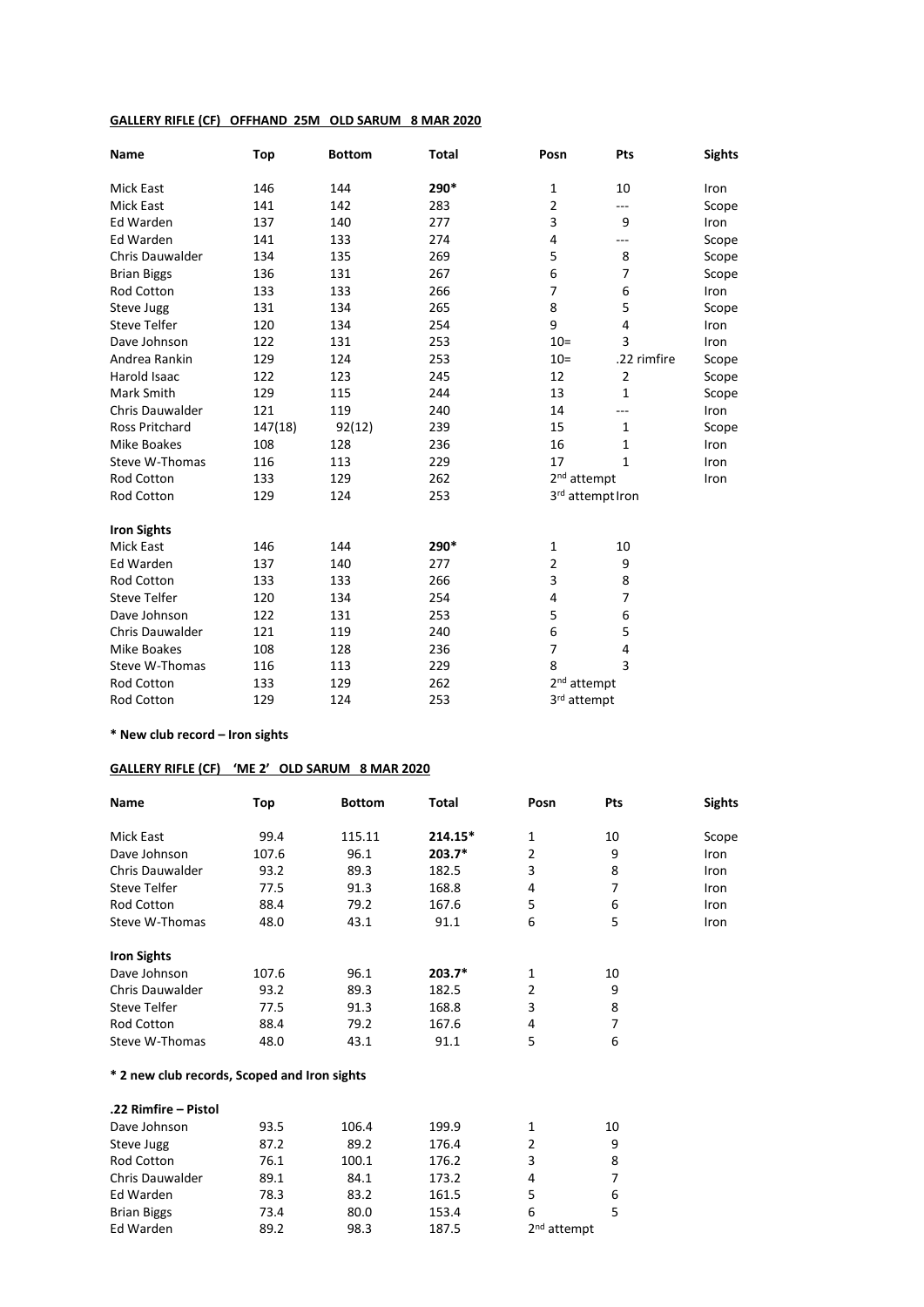**GALLERY RIFLE (CF) OFFHAND 25M OLD SARUM 8 MAR 2020**

| Name | Top | Bottom | Total | Posn | Pts | Sights |
|---|---|---|---|---|---|---|
| Mick East | 146 | 144 | **290*** | 1 | 10 | Iron |
| Mick East | 141 | 142 | 283 | 2 | --- | Scope |
| Ed Warden | 137 | 140 | 277 | 3 | 9 | Iron |
| Ed Warden | 141 | 133 | 274 | 4 | --- | Scope |
| Chris Dauwalder | 134 | 135 | 269 | 5 | 8 | Scope |
| Brian Biggs | 136 | 131 | 267 | 6 | 7 | Scope |
| Rod Cotton | 133 | 133 | 266 | 7 | 6 | Iron |
| Steve Jugg | 131 | 134 | 265 | 8 | 5 | Scope |
| Steve Telfer | 120 | 134 | 254 | 9 | 4 | Iron |
| Dave Johnson | 122 | 131 | 253 | 10= | 3 | Iron |
| Andrea Rankin | 129 | 124 | 253 | 10= | .22 rimfire | Scope |
| Harold Isaac | 122 | 123 | 245 | 12 | 2 | Scope |
| Mark Smith | 129 | 115 | 244 | 13 | 1 | Scope |
| Chris Dauwalder | 121 | 119 | 240 | 14 | --- | Iron |
| Ross Pritchard | 147(18) | 92(12) | 239 | 15 | 1 | Scope |
| Mike Boakes | 108 | 128 | 236 | 16 | 1 | Iron |
| Steve W-Thomas | 116 | 113 | 229 | 17 | 1 | Iron |
| Rod Cotton | 133 | 129 | 262 | 2nd attempt | | Iron |
| Rod Cotton | 129 | 124 | 253 | 3rd attempt | | Iron |

**Iron Sights**

| Name | Top | Bottom | Total | Posn | Pts |
|---|---|---|---|---|---|
| Mick East | 146 | 144 | **290*** | 1 | 10 |
| Ed Warden | 137 | 140 | 277 | 2 | 9 |
| Rod Cotton | 133 | 133 | 266 | 3 | 8 |
| Steve Telfer | 120 | 134 | 254 | 4 | 7 |
| Dave Johnson | 122 | 131 | 253 | 5 | 6 |
| Chris Dauwalder | 121 | 119 | 240 | 6 | 5 |
| Mike Boakes | 108 | 128 | 236 | 7 | 4 |
| Steve W-Thomas | 116 | 113 | 229 | 8 | 3 |
| Rod Cotton | 133 | 129 | 262 | 2nd attempt | |
| Rod Cotton | 129 | 124 | 253 | 3rd attempt | |

**\* New club record – Iron sights**

**GALLERY RIFLE (CF) 'ME 2' OLD SARUM 8 MAR 2020**

| Name | Top | Bottom | Total | Posn | Pts | Sights |
|---|---|---|---|---|---|---|
| Mick East | 99.4 | 115.11 | **214.15*** | 1 | 10 | Scope |
| Dave Johnson | 107.6 | 96.1 | **203.7*** | 2 | 9 | Iron |
| Chris Dauwalder | 93.2 | 89.3 | 182.5 | 3 | 8 | Iron |
| Steve Telfer | 77.5 | 91.3 | 168.8 | 4 | 7 | Iron |
| Rod Cotton | 88.4 | 79.2 | 167.6 | 5 | 6 | Iron |
| Steve W-Thomas | 48.0 | 43.1 | 91.1 | 6 | 5 | Iron |

**Iron Sights**

| Name | Top | Bottom | Total | Posn | Pts |
|---|---|---|---|---|---|
| Dave Johnson | 107.6 | 96.1 | **203.7*** | 1 | 10 |
| Chris Dauwalder | 93.2 | 89.3 | 182.5 | 2 | 9 |
| Steve Telfer | 77.5 | 91.3 | 168.8 | 3 | 8 |
| Rod Cotton | 88.4 | 79.2 | 167.6 | 4 | 7 |
| Steve W-Thomas | 48.0 | 43.1 | 91.1 | 5 | 6 |

**\* 2 new club records, Scoped and Iron sights**

**.22 Rimfire – Pistol**

| Name | Top | Bottom | Total | Posn | Pts |
|---|---|---|---|---|---|
| Dave Johnson | 93.5 | 106.4 | 199.9 | 1 | 10 |
| Steve Jugg | 87.2 | 89.2 | 176.4 | 2 | 9 |
| Rod Cotton | 76.1 | 100.1 | 176.2 | 3 | 8 |
| Chris Dauwalder | 89.1 | 84.1 | 173.2 | 4 | 7 |
| Ed Warden | 78.3 | 83.2 | 161.5 | 5 | 6 |
| Brian Biggs | 73.4 | 80.0 | 153.4 | 6 | 5 |
| Ed Warden | 89.2 | 98.3 | 187.5 | 2nd attempt | |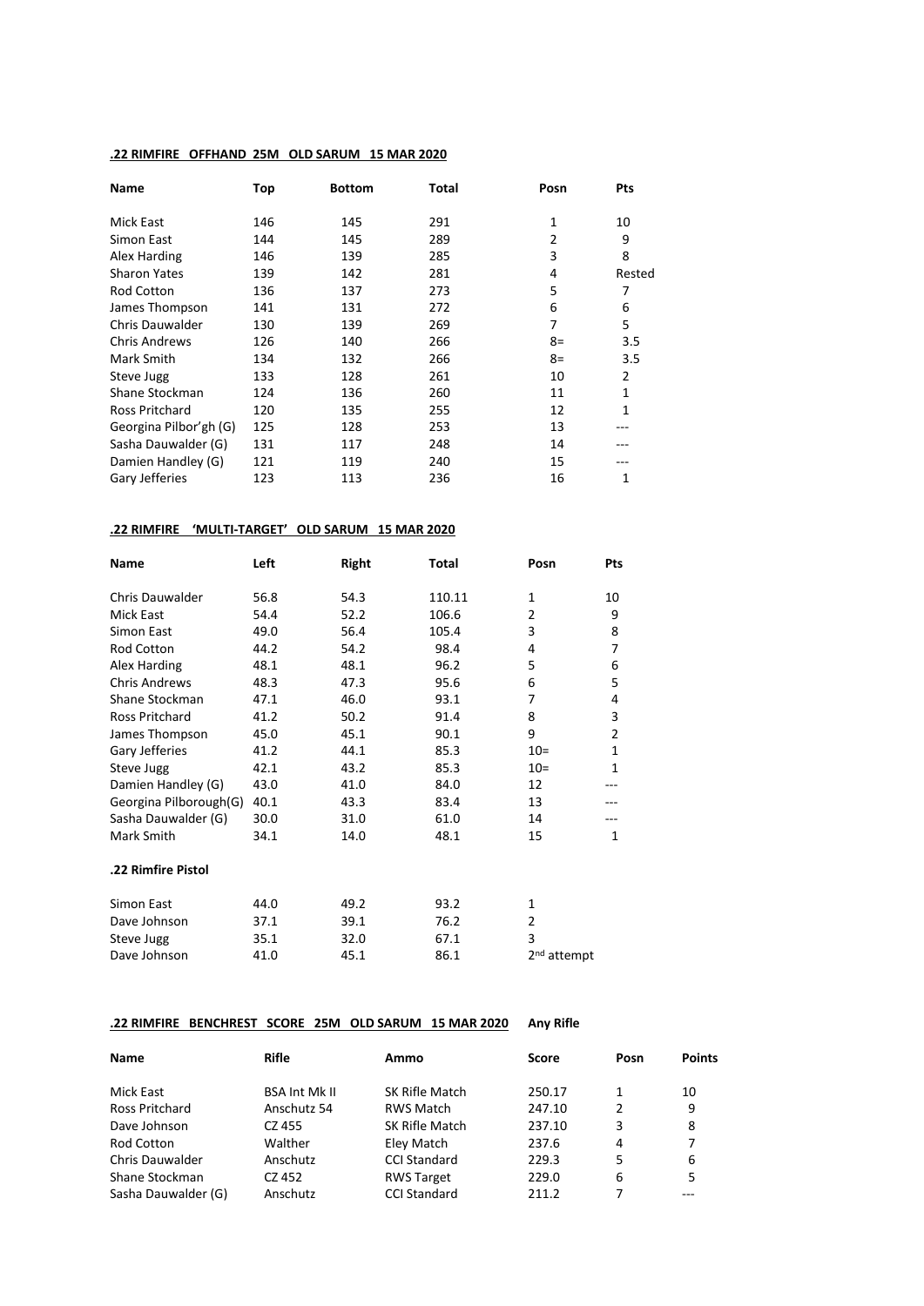**.22 RIMFIRE OFFHAND 25M OLD SARUM 15 MAR 2020**

| Name | Top | Bottom | Total | Posn | Pts |
|---|---|---|---|---|---|
| Mick East | 146 | 145 | 291 | 1 | 10 |
| Simon East | 144 | 145 | 289 | 2 | 9 |
| Alex Harding | 146 | 139 | 285 | 3 | 8 |
| Sharon Yates | 139 | 142 | 281 | 4 | Rested |
| Rod Cotton | 136 | 137 | 273 | 5 | 7 |
| James Thompson | 141 | 131 | 272 | 6 | 6 |
| Chris Dauwalder | 130 | 139 | 269 | 7 | 5 |
| Chris Andrews | 126 | 140 | 266 | 8= | 3.5 |
| Mark Smith | 134 | 132 | 266 | 8= | 3.5 |
| Steve Jugg | 133 | 128 | 261 | 10 | 2 |
| Shane Stockman | 124 | 136 | 260 | 11 | 1 |
| Ross Pritchard | 120 | 135 | 255 | 12 | 1 |
| Georgina Pilbor'gh (G) | 125 | 128 | 253 | 13 | --- |
| Sasha Dauwalder (G) | 131 | 117 | 248 | 14 | --- |
| Damien Handley (G) | 121 | 119 | 240 | 15 | --- |
| Gary Jefferies | 123 | 113 | 236 | 16 | 1 |

**.22 RIMFIRE 'MULTI-TARGET' OLD SARUM 15 MAR 2020**

| Name | Left | Right | Total | Posn | Pts |
|---|---|---|---|---|---|
| Chris Dauwalder | 56.8 | 54.3 | 110.11 | 1 | 10 |
| Mick East | 54.4 | 52.2 | 106.6 | 2 | 9 |
| Simon East | 49.0 | 56.4 | 105.4 | 3 | 8 |
| Rod Cotton | 44.2 | 54.2 | 98.4 | 4 | 7 |
| Alex Harding | 48.1 | 48.1 | 96.2 | 5 | 6 |
| Chris Andrews | 48.3 | 47.3 | 95.6 | 6 | 5 |
| Shane Stockman | 47.1 | 46.0 | 93.1 | 7 | 4 |
| Ross Pritchard | 41.2 | 50.2 | 91.4 | 8 | 3 |
| James Thompson | 45.0 | 45.1 | 90.1 | 9 | 2 |
| Gary Jefferies | 41.2 | 44.1 | 85.3 | 10= | 1 |
| Steve Jugg | 42.1 | 43.2 | 85.3 | 10= | 1 |
| Damien Handley (G) | 43.0 | 41.0 | 84.0 | 12 | --- |
| Georgina Pilborough(G) | 40.1 | 43.3 | 83.4 | 13 | --- |
| Sasha Dauwalder (G) | 30.0 | 31.0 | 61.0 | 14 | --- |
| Mark Smith | 34.1 | 14.0 | 48.1 | 15 | 1 |

**.22 Rimfire Pistol**

| Name | Left | Right | Total | Posn |
|---|---|---|---|---|
| Simon East | 44.0 | 49.2 | 93.2 | 1 |
| Dave Johnson | 37.1 | 39.1 | 76.2 | 2 |
| Steve Jugg | 35.1 | 32.0 | 67.1 | 3 |
| Dave Johnson | 41.0 | 45.1 | 86.1 | 2nd attempt |

**.22 RIMFIRE BENCHREST SCORE 25M OLD SARUM 15 MAR 2020** **Any Rifle**

| Name | Rifle | Ammo | Score | Posn | Points |
|---|---|---|---|---|---|
| Mick East | BSA Int Mk II | SK Rifle Match | 250.17 | 1 | 10 |
| Ross Pritchard | Anschutz 54 | RWS Match | 247.10 | 2 | 9 |
| Dave Johnson | CZ 455 | SK Rifle Match | 237.10 | 3 | 8 |
| Rod Cotton | Walther | Eley Match | 237.6 | 4 | 7 |
| Chris Dauwalder | Anschutz | CCI Standard | 229.3 | 5 | 6 |
| Shane Stockman | CZ 452 | RWS Target | 229.0 | 6 | 5 |
| Sasha Dauwalder (G) | Anschutz | CCI Standard | 211.2 | 7 | --- |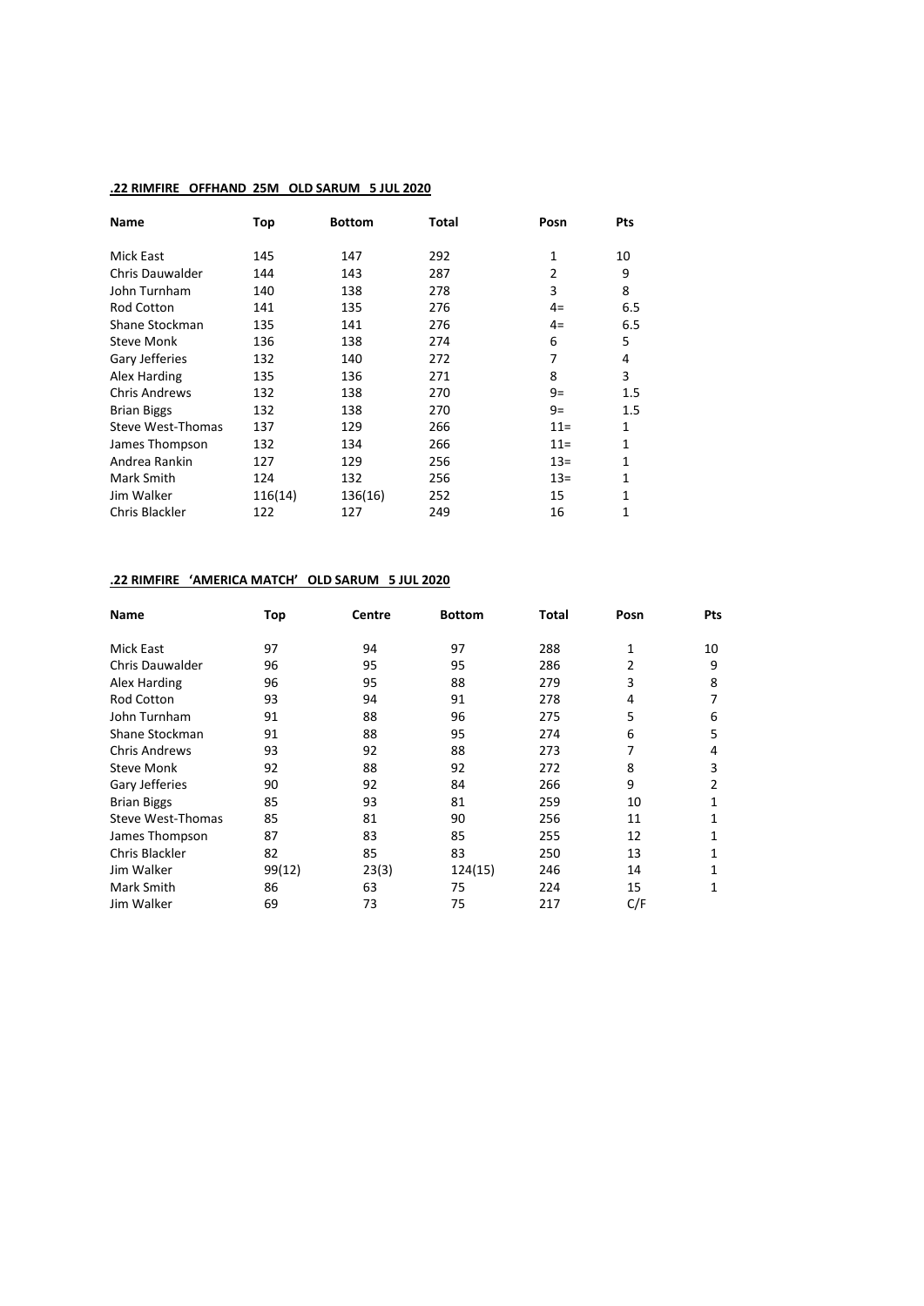**.22 RIMFIRE OFFHAND 25M OLD SARUM 5 JUL 2020**

| Name | Top | Bottom | Total | Posn | Pts |
|---|---|---|---|---|---|
| Mick East | 145 | 147 | 292 | 1 | 10 |
| Chris Dauwalder | 144 | 143 | 287 | 2 | 9 |
| John Turnham | 140 | 138 | 278 | 3 | 8 |
| Rod Cotton | 141 | 135 | 276 | 4= | 6.5 |
| Shane Stockman | 135 | 141 | 276 | 4= | 6.5 |
| Steve Monk | 136 | 138 | 274 | 6 | 5 |
| Gary Jefferies | 132 | 140 | 272 | 7 | 4 |
| Alex Harding | 135 | 136 | 271 | 8 | 3 |
| Chris Andrews | 132 | 138 | 270 | 9= | 1.5 |
| Brian Biggs | 132 | 138 | 270 | 9= | 1.5 |
| Steve West-Thomas | 137 | 129 | 266 | 11= | 1 |
| James Thompson | 132 | 134 | 266 | 11= | 1 |
| Andrea Rankin | 127 | 129 | 256 | 13= | 1 |
| Mark Smith | 124 | 132 | 256 | 13= | 1 |
| Jim Walker | 116(14) | 136(16) | 252 | 15 | 1 |
| Chris Blackler | 122 | 127 | 249 | 16 | 1 |

**.22 RIMFIRE 'AMERICA MATCH' OLD SARUM 5 JUL 2020**

| Name | Top | Centre | Bottom | Total | Posn | Pts |
|---|---|---|---|---|---|---|
| Mick East | 97 | 94 | 97 | 288 | 1 | 10 |
| Chris Dauwalder | 96 | 95 | 95 | 286 | 2 | 9 |
| Alex Harding | 96 | 95 | 88 | 279 | 3 | 8 |
| Rod Cotton | 93 | 94 | 91 | 278 | 4 | 7 |
| John Turnham | 91 | 88 | 96 | 275 | 5 | 6 |
| Shane Stockman | 91 | 88 | 95 | 274 | 6 | 5 |
| Chris Andrews | 93 | 92 | 88 | 273 | 7 | 4 |
| Steve Monk | 92 | 88 | 92 | 272 | 8 | 3 |
| Gary Jefferies | 90 | 92 | 84 | 266 | 9 | 2 |
| Brian Biggs | 85 | 93 | 81 | 259 | 10 | 1 |
| Steve West-Thomas | 85 | 81 | 90 | 256 | 11 | 1 |
| James Thompson | 87 | 83 | 85 | 255 | 12 | 1 |
| Chris Blackler | 82 | 85 | 83 | 250 | 13 | 1 |
| Jim Walker | 99(12) | 23(3) | 124(15) | 246 | 14 | 1 |
| Mark Smith | 86 | 63 | 75 | 224 | 15 | 1 |
| Jim Walker | 69 | 73 | 75 | 217 | C/F | |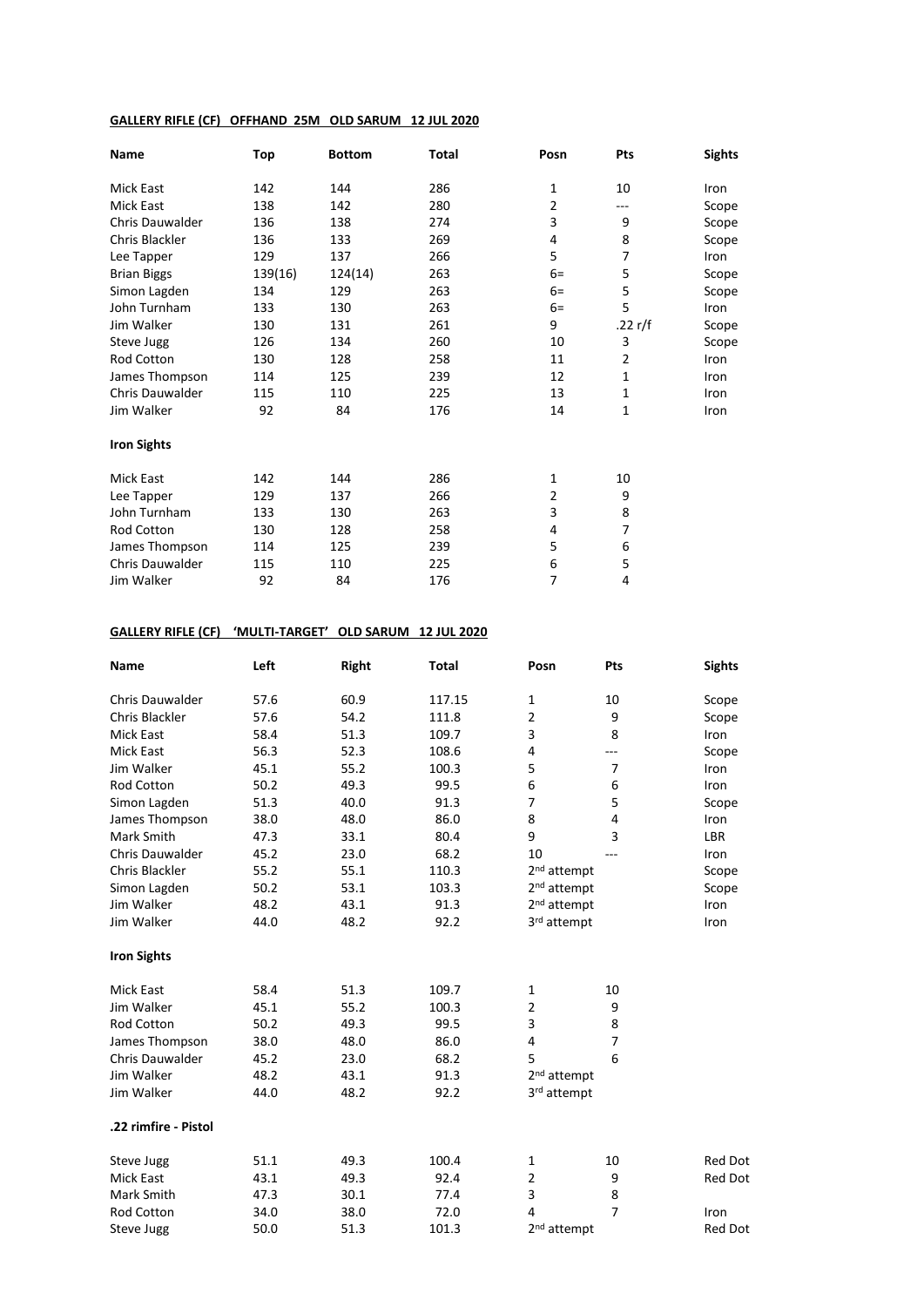**GALLERY RIFLE (CF) OFFHAND 25M OLD SARUM 12 JUL 2020**

| Name | Top | Bottom | Total | Posn | Pts | Sights |
|---|---|---|---|---|---|---|
| Mick East | 142 | 144 | 286 | 1 | 10 | Iron |
| Mick East | 138 | 142 | 280 | 2 | --- | Scope |
| Chris Dauwalder | 136 | 138 | 274 | 3 | 9 | Scope |
| Chris Blackler | 136 | 133 | 269 | 4 | 8 | Scope |
| Lee Tapper | 129 | 137 | 266 | 5 | 7 | Iron |
| Brian Biggs | 139(16) | 124(14) | 263 | 6= | 5 | Scope |
| Simon Lagden | 134 | 129 | 263 | 6= | 5 | Scope |
| John Turnham | 133 | 130 | 263 | 6= | 5 | Iron |
| Jim Walker | 130 | 131 | 261 | 9 | .22 r/f | Scope |
| Steve Jugg | 126 | 134 | 260 | 10 | 3 | Scope |
| Rod Cotton | 130 | 128 | 258 | 11 | 2 | Iron |
| James Thompson | 114 | 125 | 239 | 12 | 1 | Iron |
| Chris Dauwalder | 115 | 110 | 225 | 13 | 1 | Iron |
| Jim Walker | 92 | 84 | 176 | 14 | 1 | Iron |

**Iron Sights**

| Name | Top | Bottom | Total | Posn | Pts |
|---|---|---|---|---|---|
| Mick East | 142 | 144 | 286 | 1 | 10 |
| Lee Tapper | 129 | 137 | 266 | 2 | 9 |
| John Turnham | 133 | 130 | 263 | 3 | 8 |
| Rod Cotton | 130 | 128 | 258 | 4 | 7 |
| James Thompson | 114 | 125 | 239 | 5 | 6 |
| Chris Dauwalder | 115 | 110 | 225 | 6 | 5 |
| Jim Walker | 92 | 84 | 176 | 7 | 4 |

**GALLERY RIFLE (CF) 'MULTI-TARGET' OLD SARUM 12 JUL 2020**

| Name | Left | Right | Total | Posn | Pts | Sights |
|---|---|---|---|---|---|---|
| Chris Dauwalder | 57.6 | 60.9 | 117.15 | 1 | 10 | Scope |
| Chris Blackler | 57.6 | 54.2 | 111.8 | 2 | 9 | Scope |
| Mick East | 58.4 | 51.3 | 109.7 | 3 | 8 | Iron |
| Mick East | 56.3 | 52.3 | 108.6 | 4 | --- | Scope |
| Jim Walker | 45.1 | 55.2 | 100.3 | 5 | 7 | Iron |
| Rod Cotton | 50.2 | 49.3 | 99.5 | 6 | 6 | Iron |
| Simon Lagden | 51.3 | 40.0 | 91.3 | 7 | 5 | Scope |
| James Thompson | 38.0 | 48.0 | 86.0 | 8 | 4 | Iron |
| Mark Smith | 47.3 | 33.1 | 80.4 | 9 | 3 | LBR |
| Chris Dauwalder | 45.2 | 23.0 | 68.2 | 10 | --- | Iron |
| Chris Blackler | 55.2 | 55.1 | 110.3 | 2nd attempt | | Scope |
| Simon Lagden | 50.2 | 53.1 | 103.3 | 2nd attempt | | Scope |
| Jim Walker | 48.2 | 43.1 | 91.3 | 2nd attempt | | Iron |
| Jim Walker | 44.0 | 48.2 | 92.2 | 3rd attempt | | Iron |

**Iron Sights**

| Name | Left | Right | Total | Posn | Pts |
|---|---|---|---|---|---|
| Mick East | 58.4 | 51.3 | 109.7 | 1 | 10 |
| Jim Walker | 45.1 | 55.2 | 100.3 | 2 | 9 |
| Rod Cotton | 50.2 | 49.3 | 99.5 | 3 | 8 |
| James Thompson | 38.0 | 48.0 | 86.0 | 4 | 7 |
| Chris Dauwalder | 45.2 | 23.0 | 68.2 | 5 | 6 |
| Jim Walker | 48.2 | 43.1 | 91.3 | 2nd attempt | |
| Jim Walker | 44.0 | 48.2 | 92.2 | 3rd attempt | |

**.22 rimfire - Pistol**

| Name | Left | Right | Total | Posn | Pts | Sights |
|---|---|---|---|---|---|---|
| Steve Jugg | 51.1 | 49.3 | 100.4 | 1 | 10 | Red Dot |
| Mick East | 43.1 | 49.3 | 92.4 | 2 | 9 | Red Dot |
| Mark Smith | 47.3 | 30.1 | 77.4 | 3 | 8 | |
| Rod Cotton | 34.0 | 38.0 | 72.0 | 4 | 7 | Iron |
| Steve Jugg | 50.0 | 51.3 | 101.3 | 2nd attempt | | Red Dot |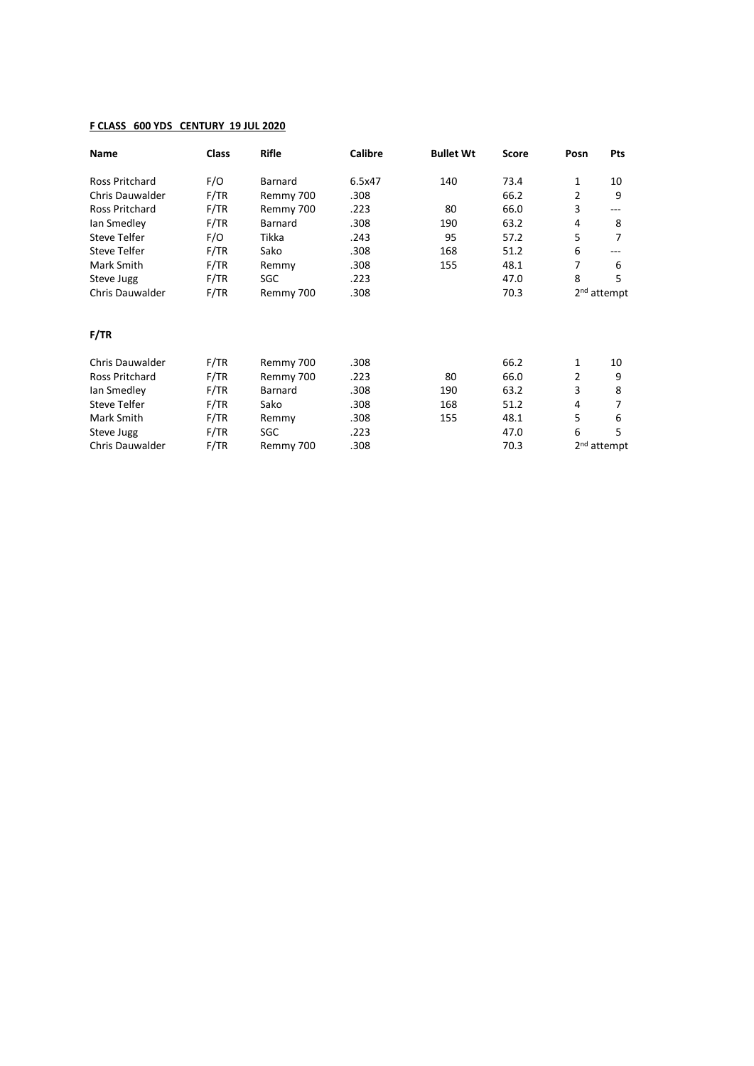**F CLASS 600 YDS CENTURY 19 JUL 2020**

| Name | Class | Rifle | Calibre | Bullet Wt | Score | Posn | Pts |
|---|---|---|---|---|---|---|---|
| Ross Pritchard | F/O | Barnard | 6.5x47 | 140 | 73.4 | 1 | 10 |
| Chris Dauwalder | F/TR | Remmy 700 | .308 | | 66.2 | 2 | 9 |
| Ross Pritchard | F/TR | Remmy 700 | .223 | 80 | 66.0 | 3 | --- |
| Ian Smedley | F/TR | Barnard | .308 | 190 | 63.2 | 4 | 8 |
| Steve Telfer | F/O | Tikka | .243 | 95 | 57.2 | 5 | 7 |
| Steve Telfer | F/TR | Sako | .308 | 168 | 51.2 | 6 | --- |
| Mark Smith | F/TR | Remmy | .308 | 155 | 48.1 | 7 | 6 |
| Steve Jugg | F/TR | SGC | .223 | | 47.0 | 8 | 5 |
| Chris Dauwalder | F/TR | Remmy 700 | .308 | | 70.3 | 2nd attempt | |

**F/TR**

| | | | | | | | |
|---|---|---|---|---|---|---|---|
| Chris Dauwalder | F/TR | Remmy 700 | .308 | | 66.2 | 1 | 10 |
| Ross Pritchard | F/TR | Remmy 700 | .223 | 80 | 66.0 | 2 | 9 |
| Ian Smedley | F/TR | Barnard | .308 | 190 | 63.2 | 3 | 8 |
| Steve Telfer | F/TR | Sako | .308 | 168 | 51.2 | 4 | 7 |
| Mark Smith | F/TR | Remmy | .308 | 155 | 48.1 | 5 | 6 |
| Steve Jugg | F/TR | SGC | .223 | | 47.0 | 6 | 5 |
| Chris Dauwalder | F/TR | Remmy 700 | .308 | | 70.3 | 2nd attempt | |